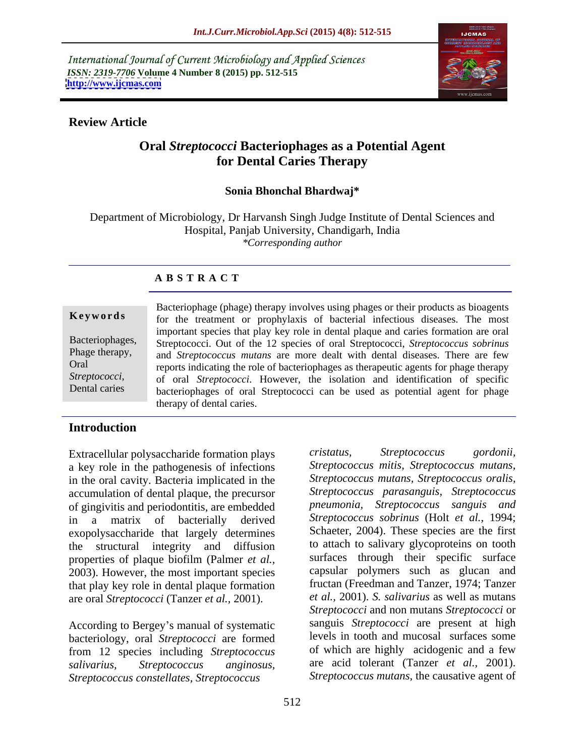International Journal of Current Microbiology and Applied Sciences
*ISSN: 2319-7706* **Volume 4 Number 8 (2015) pp. 512-515**
**http://www.ijcmas.com**

**Review Article**

# Oral *Streptococci* Bacteriophages as a Potential Agent for Dental Caries Therapy

**Sonia Bhonchal Bardwaj***

Department of Microbiology, Dr Harvansh Singh Judge Institute of Dental Sciences and Hospital, Panjab University, Chandigarh, India

*\*Corresponding author*

## ABSTRACT

**Keywords**

Bacteriophages, Phage therapy, Oral *Streptococci*, Dental caries

Bacteriophage (phage) therapy involves using phages or their products as bioagents for the treatment or prophylaxis of bacterial infectious diseases. The most important species that play key role in dental plaque and caries formation are oral Streptococci. Out of the 12 species of oral Streptococci, *Streptococcus sobrinus* and *Streptococcus mutans* are more dealt with dental diseases. There are few reports indicating the role of bacteriophages as therapeutic agents for phage therapy of oral *Streptococci*. However, the isolation and identification of specific bacteriophages of oral Streptococci can be used as potential agent for phage therapy of dental caries.

## Introduction

Extracellular polysaccharide formation plays a key role in the pathogenesis of infections in the oral cavity. Bacteria implicated in the accumulation of dental plaque, the precursor of gingivitis and periodontitis, are embedded in a matrix of bacterially derived exopolysaccharide that largely determines the structural integrity and diffusion properties of plaque biofilm (Palmer *et al.,* 2003). However, the most important species that play key role in dental plaque formation are oral *Streptococci* (Tanzer *et al.,* 2001).

According to Bergey's manual of systematic bacteriology, oral *Streptococci* are formed from 12 species including *Streptococcus salivarius, Streptococcus anginosus, Streptococcus constellates, Streptococcus cristatus, Streptococcus gordonii, Streptococcus mitis, Streptococcus mutans, Streptococcus mutans, Streptococcus oralis, Streptococcus parasanguis, Streptococcus pneumonia, Streptococcus sanguis and Streptococcus sobrinus* (Holt *et al.,* 1994; Schaeter, 2004). These species are the first to attach to salivary glycoproteins on tooth surfaces through their specific surface capsular polymers such as glucan and fructan (Freedman and Tanzer, 1974; Tanzer *et al.,* 2001). *S. salivarius* as well as mutans *Streptococci* and non mutans *Streptococci* or sanguis *Streptococci* are present at high levels in tooth and mucosal surfaces some of which are highly acidogenic and a few are acid tolerant (Tanzer *et al.,* 2001). *Streptococcus mutans*, the causative agent of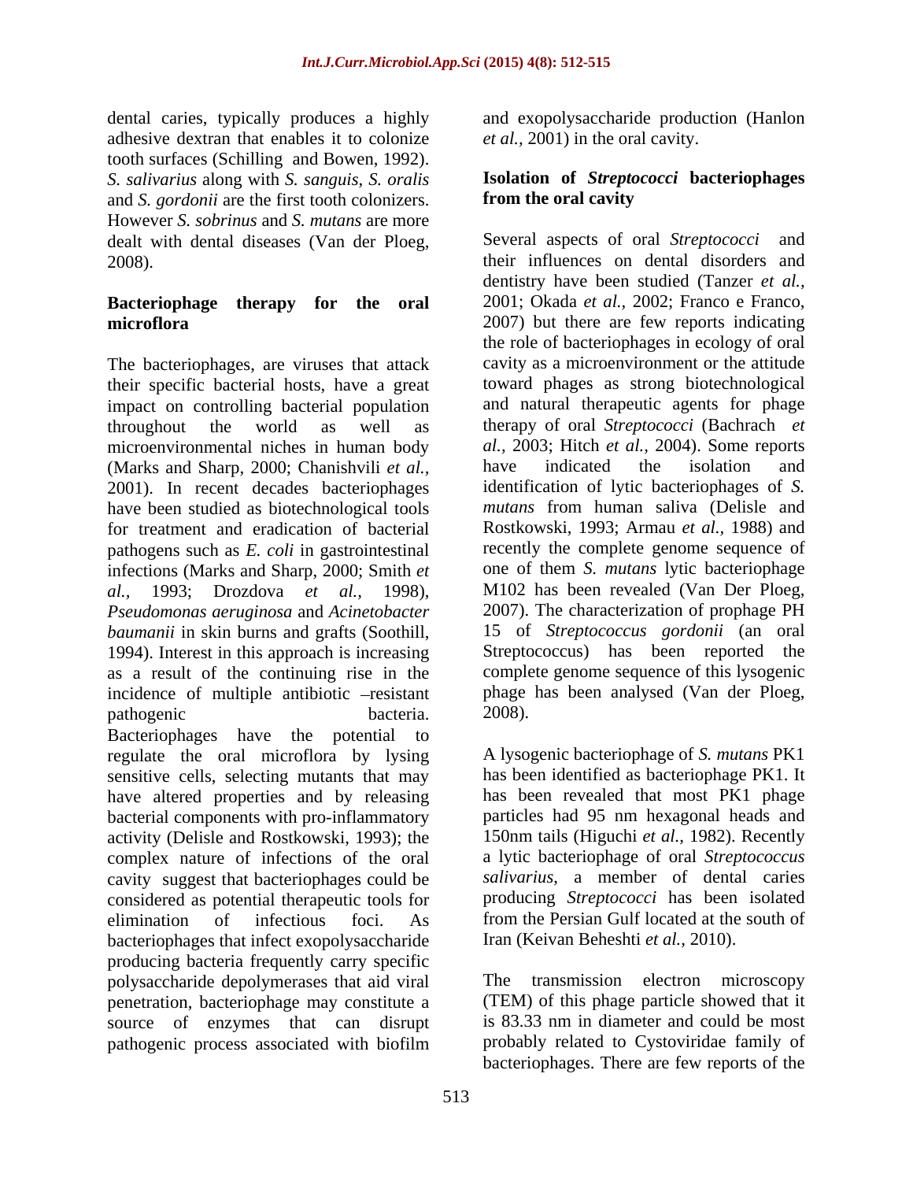dental caries, typically produces a highly adhesive dextran that enables it to colonize tooth surfaces (Schilling and Bowen, 1992). *S. salivarius* along with *S. sanguis, S. oralis* and *S. gordonii* are the first tooth colonizers. However *S. sobrinus* and *S. mutans* are more dealt with dental diseases (Van der Ploeg, 2008).

## Bacteriophage therapy for the oral microflora

The bacteriophages, are viruses that attack their specific bacterial hosts, have a great impact on controlling bacterial population throughout the world as well as microenvironmental niches in human body (Marks and Sharp, 2000; Chanishvili *et al.*, 2001). In recent decades bacteriophages have been studied as biotechnological tools for treatment and eradication of bacterial pathogens such as *E. coli* in gastrointestinal infections (Marks and Sharp, 2000; Smith *et al.*, 1993; Drozdova *et al.*, 1998), *Pseudomonas aeruginosa* and *Acinetobacter baumanii* in skin burns and grafts (Soothill, 1994). Interest in this approach is increasing as a result of the continuing rise in the incidence of multiple antibiotic –resistant pathogenic bacteria. Bacteriophages have the potential to regulate the oral microflora by lysing sensitive cells, selecting mutants that may have altered properties and by releasing bacterial components with pro-inflammatory activity (Delisle and Rostkowski, 1993); the complex nature of infections of the oral cavity suggest that bacteriophages could be considered as potential therapeutic tools for elimination of infectious foci. As bacteriophages that infect exopolysaccharide producing bacteria frequently carry specific polysaccharide depolymerases that aid viral penetration, bacteriophage may constitute a source of enzymes that can disrupt pathogenic process associated with biofilm and exopolysaccharide production (Hanlon *et al.*, 2001) in the oral cavity.

## Isolation of *Streptococci* bacteriophages from the oral cavity

Several aspects of oral *Streptococci* and their influences on dental disorders and dentistry have been studied (Tanzer *et al.*, 2001; Okada *et al.*, 2002; Franco e Franco, 2007) but there are few reports indicating the role of bacteriophages in ecology of oral cavity as a microenvironment or the attitude toward phages as strong biotechnological and natural therapeutic agents for phage therapy of oral *Streptococci* (Bachrach *et al.*, 2003; Hitch *et al.*, 2004). Some reports have indicated the isolation and identification of lytic bacteriophages of *S. mutans* from human saliva (Delisle and Rostkowski, 1993; Armau *et al.*, 1988) and recently the complete genome sequence of one of them *S. mutans* lytic bacteriophage M102 has been revealed (Van Der Ploeg, 2007). The characterization of prophage PH 15 of *Streptococcus gordonii* (an oral Streptococcus) has been reported the complete genome sequence of this lysogenic phage has been analysed (Van der Ploeg, 2008).

A lysogenic bacteriophage of *S. mutans* PK1 has been identified as bacteriophage PK1. It has been revealed that most PK1 phage particles had 95 nm hexagonal heads and 150nm tails (Higuchi *et al.*, 1982). Recently a lytic bacteriophage of oral *Streptococcus salivarius*, a member of dental caries producing *Streptococci* has been isolated from the Persian Gulf located at the south of Iran (Keivan Beheshti *et al.*, 2010).

The transmission electron microscopy (TEM) of this phage particle showed that it is 83.33 nm in diameter and could be most probably related to Cystoviridae family of bacteriophages. There are few reports of the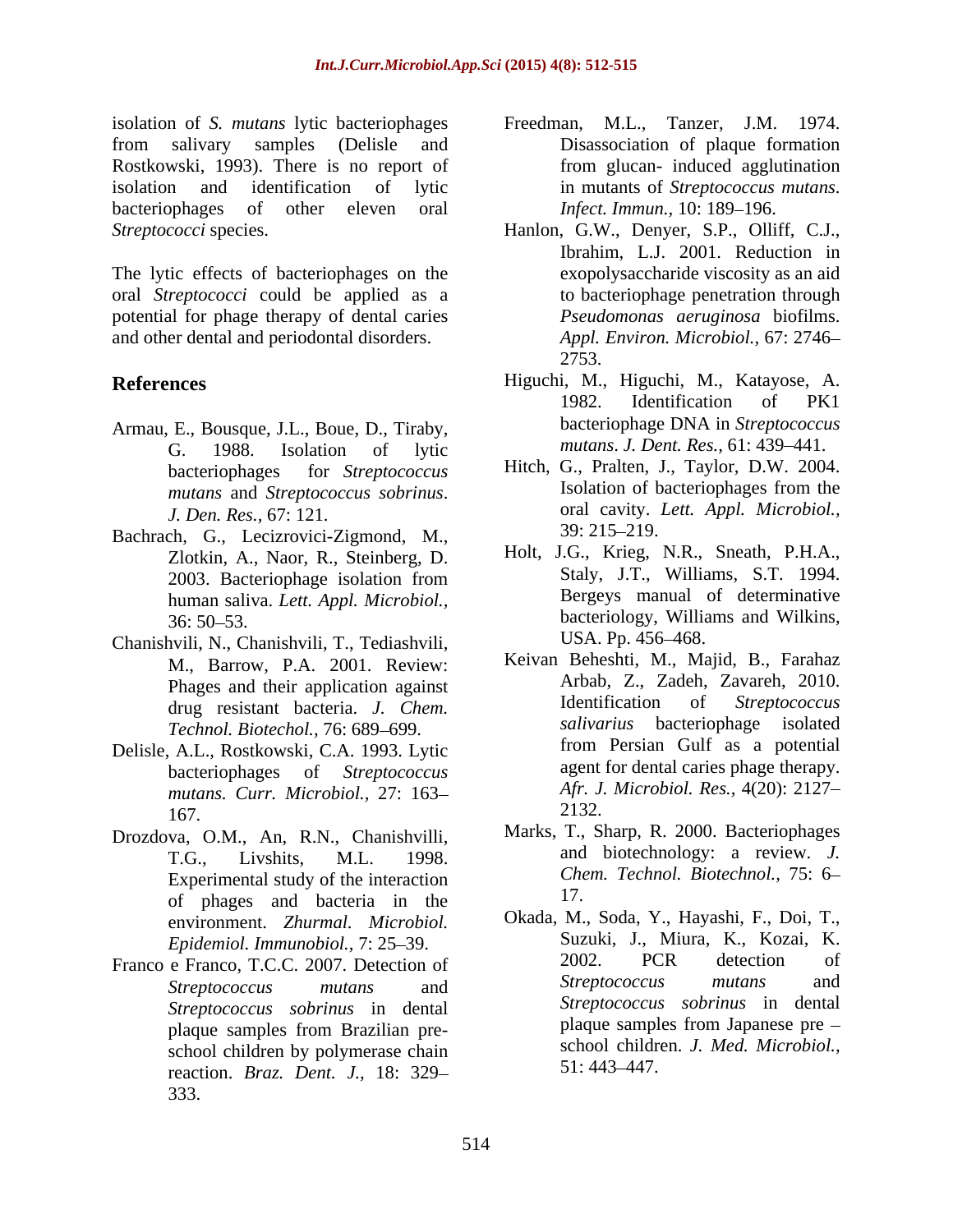isolation of *S. mutans* lytic bacteriophages from salivary samples (Delisle and Rostkowski, 1993). There is no report of isolation and identification of lytic bacteriophages of other eleven oral *Streptococci* species.

The lytic effects of bacteriophages on the oral *Streptococci* could be applied as a potential for phage therapy of dental caries and other dental and periodontal disorders.

## References

Armau, E., Bousque, J.L., Boue, D., Tiraby, G. 1988. Isolation of lytic bacteriophages for *Streptococcus mutans* and *Streptococcus sobrinus*. *J. Den. Res.,* 67: 121.

Bachrach, G., Lecizrovici-Zigmond, M., Zlotkin, A., Naor, R., Steinberg, D. 2003. Bacteriophage isolation from human saliva. *Lett. Appl. Microbiol.,* 36: 50–53.

Chanishvili, N., Chanishvili, T., Tediashvili, M., Barrow, P.A. 2001. Review: Phages and their application against drug resistant bacteria. *J. Chem. Technol. Biotechol.,* 76: 689–699.

Delisle, A.L., Rostkowski, C.A. 1993. Lytic bacteriophages of *Streptococcus mutans. Curr. Microbiol.,* 27: 163–167.

Drozdova, O.M., An, R.N., Chanishvilli, T.G., Livshits, M.L. 1998. Experimental study of the interaction of phages and bacteria in the environment. *Zhurmal. Microbiol. Epidemiol. Immunobiol.,* 7: 25–39.

Franco e Franco, T.C.C. 2007. Detection of *Streptococcus mutans* and *Streptococcus sobrinus* in dental plaque samples from Brazilian pre-school children by polymerase chain reaction. *Braz. Dent. J.,* 18: 329–333.

Freedman, M.L., Tanzer, J.M. 1974. Disassociation of plaque formation from glucan- induced agglutination in mutants of *Streptococcus mutans*. *Infect. Immun.,* 10: 189–196.

Hanlon, G.W., Denyer, S.P., Olliff, C.J., Ibrahim, L.J. 2001. Reduction in exopolysaccharide viscosity as an aid to bacteriophage penetration through *Pseudomonas aeruginosa* biofilms. *Appl. Environ. Microbiol.,* 67: 2746–2753.

Higuchi, M., Higuchi, M., Katayose, A. 1982. Identification of PK1 bacteriophage DNA in *Streptococcus mutans*. *J. Dent. Res.,* 61: 439–441.

Hitch, G., Pralten, J., Taylor, D.W. 2004. Isolation of bacteriophages from the oral cavity. *Lett. Appl. Microbiol.,* 39: 215–219.

Holt, J.G., Krieg, N.R., Sneath, P.H.A., Staly, J.T., Williams, S.T. 1994. Bergeys manual of determinative bacteriology, Williams and Wilkins, USA. Pp. 456–468.

Keivan Beheshti, M., Majid, B., Farahaz Arbab, Z., Zadeh, Zavareh, 2010. Identification of *Streptococcus salivarius* bacteriophage isolated from Persian Gulf as a potential agent for dental caries phage therapy. *Afr. J. Microbiol. Res.,* 4(20): 2127–2132.

Marks, T., Sharp, R. 2000. Bacteriophages and biotechnology: a review. *J. Chem. Technol. Biotechnol.,* 75: 6–17.

Okada, M., Soda, Y., Hayashi, F., Doi, T., Suzuki, J., Miura, K., Kozai, K. 2002. PCR detection of *Streptococcus mutans* and *Streptococcus sobrinus* in dental plaque samples from Japanese pre – school children. *J. Med. Microbiol.,* 51: 443–447.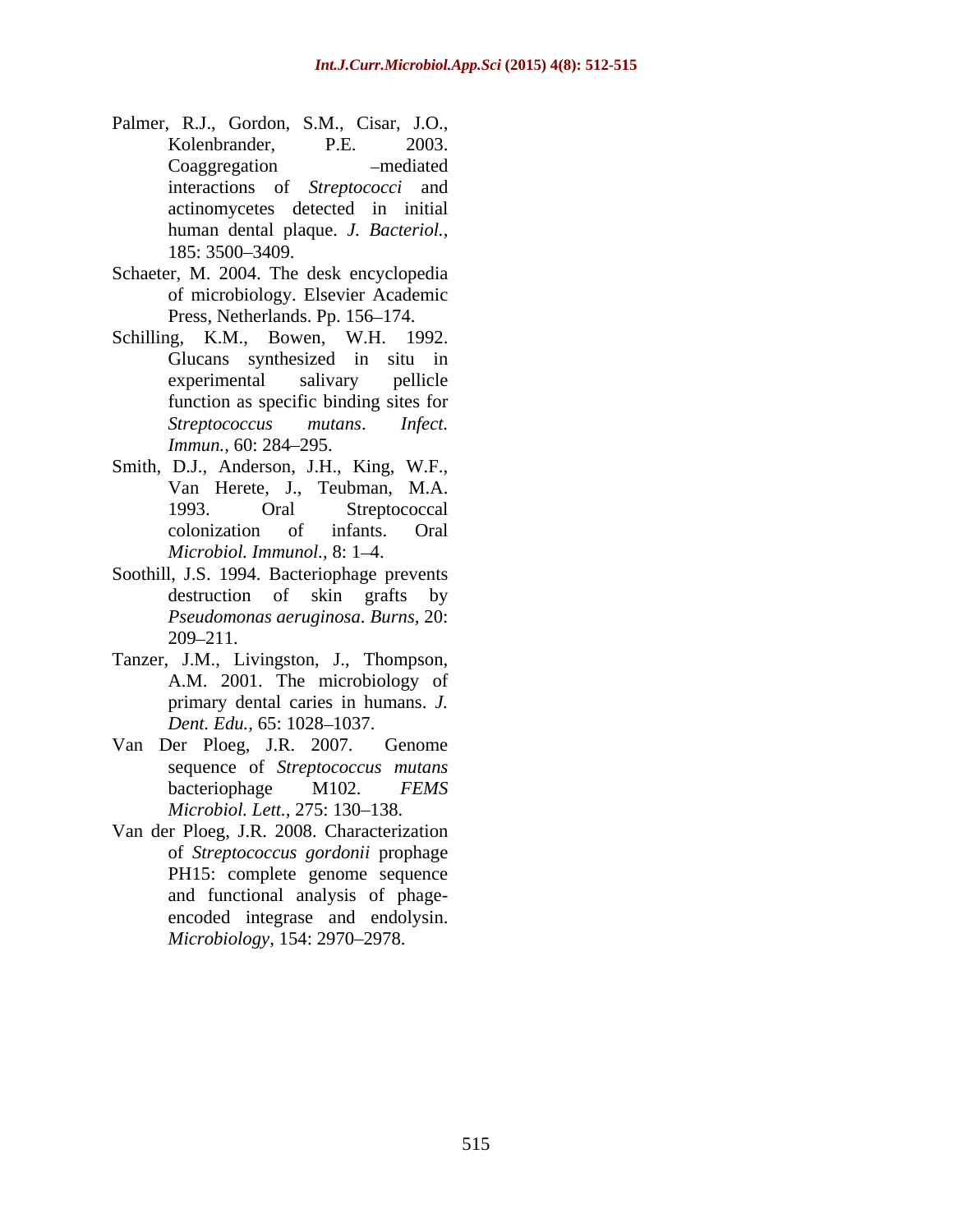- Palmer, R.J., Gordon, S.M., Cisar, J.O., Kolenbrander, P.E. 2003. Coaggregation –mediated interactions of *Streptococci* and actinomycetes detected in initial human dental plaque. *J. Bacteriol.,* 185: 3500–3409.
- Schaeter, M. 2004. The desk encyclopedia of microbiology. Elsevier Academic Press, Netherlands. Pp. 156–174.
- Schilling, K.M., Bowen, W.H. 1992. Glucans synthesized in situ in experimental salivary pellicle function as specific binding sites for *Streptococcus mutans*. *Infect. Immun.,* 60: 284–295.
- Smith, D.J., Anderson, J.H., King, W.F., Van Herete, J., Teubman, M.A. 1993. Oral Streptococcal colonization of infants. Oral *Microbiol. Immunol.,* 8: 1–4.
- Soothill, J.S. 1994. Bacteriophage prevents destruction of skin grafts by *Pseudomonas aeruginosa*. *Burns,* 20: 209–211.
- Tanzer, J.M., Livingston, J., Thompson, A.M. 2001. The microbiology of primary dental caries in humans. *J. Dent. Edu.,* 65: 1028–1037.
- Van Der Ploeg, J.R. 2007. Genome sequence of *Streptococcus mutans* bacteriophage M102. *FEMS Microbiol. Lett.,* 275: 130–138.
- Van der Ploeg, J.R. 2008. Characterization of *Streptococcus gordonii* prophage PH15: complete genome sequence and functional analysis of phage-encoded integrase and endolysin. *Microbiology,* 154: 2970–2978.